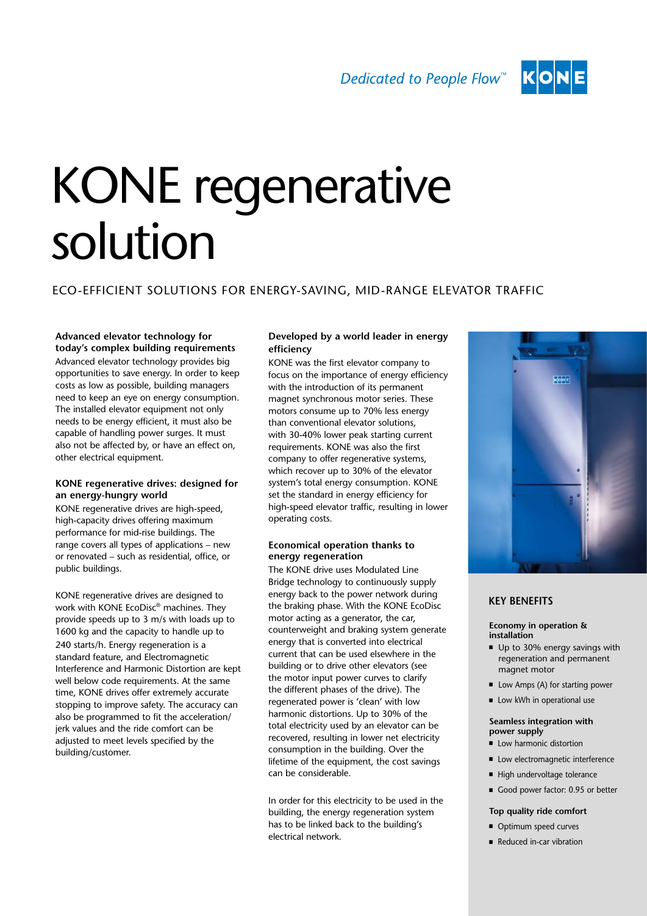Dedicated to People Flow™

# KONE regenerative solution

## ECO-EFFICIENT SOLUTIONS FOR ENERGY-SAVING, MID-RANGE ELEVATOR TRAFFIC

**Advanced elevator technology for today's complex building requirements**

Advanced elevator technology provides big opportunities to save energy. In order to keep costs as low as possible, building managers need to keep an eye on energy consumption. The installed elevator equipment not only needs to be energy efficient, it must also be capable of handling power surges. It must also not be affected by, or have an effect on, other electrical equipment.

**KONE regenerative drives: designed for an energy-hungry world**

KONE regenerative drives are high-speed, high-capacity drives offering maximum performance for mid-rise buildings. The range covers all types of applications – new or renovated – such as residential, office, or public buildings.

KONE regenerative drives are designed to work with KONE EcoDisc® machines. They provide speeds up to 3 m/s with loads up to 1600 kg and the capacity to handle up to 240 starts/h. Energy regeneration is a standard feature, and Electromagnetic Interference and Harmonic Distortion are kept well below code requirements. At the same time, KONE drives offer extremely accurate stopping to improve safety. The accuracy can also be programmed to fit the acceleration/jerk values and the ride comfort can be adjusted to meet levels specified by the building/customer.

**Developed by a world leader in energy efficiency**

KONE was the first elevator company to focus on the importance of energy efficiency with the introduction of its permanent magnet synchronous motor series. These motors consume up to 70% less energy than conventional elevator solutions, with 30-40% lower peak starting current requirements. KONE was also the first company to offer regenerative systems, which recover up to 30% of the elevator system's total energy consumption. KONE set the standard in energy efficiency for high-speed elevator traffic, resulting in lower operating costs.

**Economical operation thanks to energy regeneration**

The KONE drive uses Modulated Line Bridge technology to continuously supply energy back to the power network during the braking phase. With the KONE EcoDisc motor acting as a generator, the car, counterweight and braking system generate energy that is converted into electrical current that can be used elsewhere in the building or to drive other elevators (see the motor input power curves to clarify the different phases of the drive). The regenerated power is 'clean' with low harmonic distortions. Up to 30% of the total electricity used by an elevator can be recovered, resulting in lower net electricity consumption in the building. Over the lifetime of the equipment, the cost savings can be considerable.

In order for this electricity to be used in the building, the energy regeneration system has to be linked back to the building's electrical network.

### KEY BENEFITS

**Economy in operation & installation**

- Up to 30% energy savings with regeneration and permanent magnet motor
- Low Amps (A) for starting power
- Low kWh in operational use

**Seamless integration with power supply**

- Low harmonic distortion
- Low electromagnetic interference
- High undervoltage tolerance
- Good power factor: 0.95 or better

**Top quality ride comfort**

- Optimum speed curves
- Reduced in-car vibration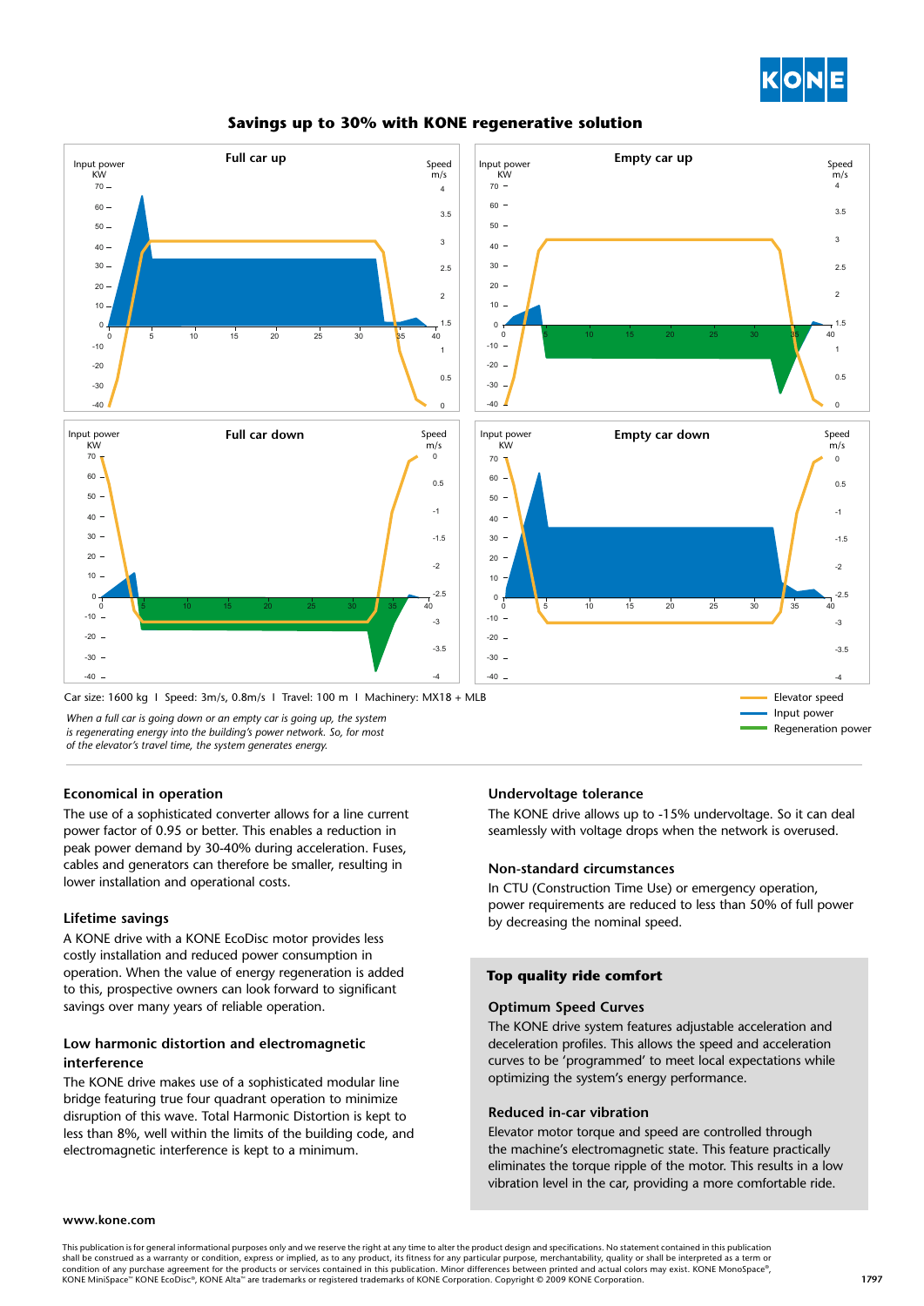## Savings up to 30% with KONE regenerative solution

Full car up

Input power KW

Speed m/s

Empty car up

Full car down

Empty car down

Car size: 1600 kg | Speed: 3m/s, 0.8m/s | Travel: 100 m | Machinery: MX18 + MLB

*When a full car is going down or an empty car is going up, the system is regenerating energy into the building's power network. So, for most of the elevator's travel time, the system generates energy.*

Elevator speed
Input power
Regeneration power

### Economical in operation

The use of a sophisticated converter allows for a line current power factor of 0.95 or better. This enables a reduction in peak power demand by 30-40% during acceleration. Fuses, cables and generators can therefore be smaller, resulting in lower installation and operational costs.

### Lifetime savings

A KONE drive with a KONE EcoDisc motor provides less costly installation and reduced power consumption in operation. When the value of energy regeneration is added to this, prospective owners can look forward to significant savings over many years of reliable operation.

### Low harmonic distortion and electromagnetic interference

The KONE drive makes use of a sophisticated modular line bridge featuring true four quadrant operation to minimize disruption of this wave. Total Harmonic Distortion is kept to less than 8%, well within the limits of the building code, and electromagnetic interference is kept to a minimum.

### Undervoltage tolerance

The KONE drive allows up to -15% undervoltage. So it can deal seamlessly with voltage drops when the network is overused.

### Non-standard circumstances

In CTU (Construction Time Use) or emergency operation, power requirements are reduced to less than 50% of full power by decreasing the nominal speed.

## Top quality ride comfort

### Optimum Speed Curves

The KONE drive system features adjustable acceleration and deceleration profiles. This allows the speed and acceleration curves to be 'programmed' to meet local expectations while optimizing the system's energy performance.

### Reduced in-car vibration

Elevator motor torque and speed are controlled through the machine's electromagnetic state. This feature practically eliminates the torque ripple of the motor. This results in a low vibration level in the car, providing a more comfortable ride.

**www.kone.com**

This publication is for general informational purposes only and we reserve the right at any time to alter the product design and specifications. No statement contained in this publication shall be construed as a warranty or condition, express or implied, as to any product, its fitness for any particular purpose, merchantability, quality or shall be interpreted as a term or condition of any purchase agreement for the products or services contained in this publication. Minor differences between printed and actual colors may exist. KONE MonoSpace®, KONE MiniSpace™ KONE EcoDisc®, KONE Alta™ are trademarks or registered trademarks of KONE Corporation. Copyright © 2009 KONE Corporation.

1797